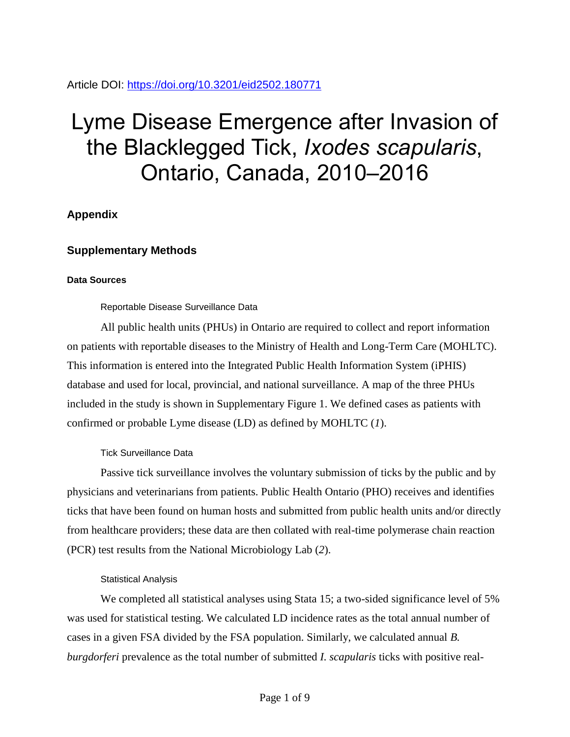Article DOI: https://doi.org/10.3201/eid2502.180771

# Lyme Disease Emergence after Invasion of the Blacklegged Tick, *Ixodes scapularis*, Ontario, Canada, 2010–2016

## Appendix

## Supplementary Methods

### Data Sources

#### Reportable Disease Surveillance Data

All public health units (PHUs) in Ontario are required to collect and report information on patients with reportable diseases to the Ministry of Health and Long-Term Care (MOHLTC). This information is entered into the Integrated Public Health Information System (iPHIS) database and used for local, provincial, and national surveillance. A map of the three PHUs included in the study is shown in Supplementary Figure 1. We defined cases as patients with confirmed or probable Lyme disease (LD) as defined by MOHLTC (*1*).

#### Tick Surveillance Data

Passive tick surveillance involves the voluntary submission of ticks by the public and by physicians and veterinarians from patients. Public Health Ontario (PHO) receives and identifies ticks that have been found on human hosts and submitted from public health units and/or directly from healthcare providers; these data are then collated with real-time polymerase chain reaction (PCR) test results from the National Microbiology Lab (*2*).

#### Statistical Analysis

We completed all statistical analyses using Stata 15; a two-sided significance level of 5% was used for statistical testing. We calculated LD incidence rates as the total annual number of cases in a given FSA divided by the FSA population. Similarly, we calculated annual *B. burgdorferi* prevalence as the total number of submitted *I. scapularis* ticks with positive real-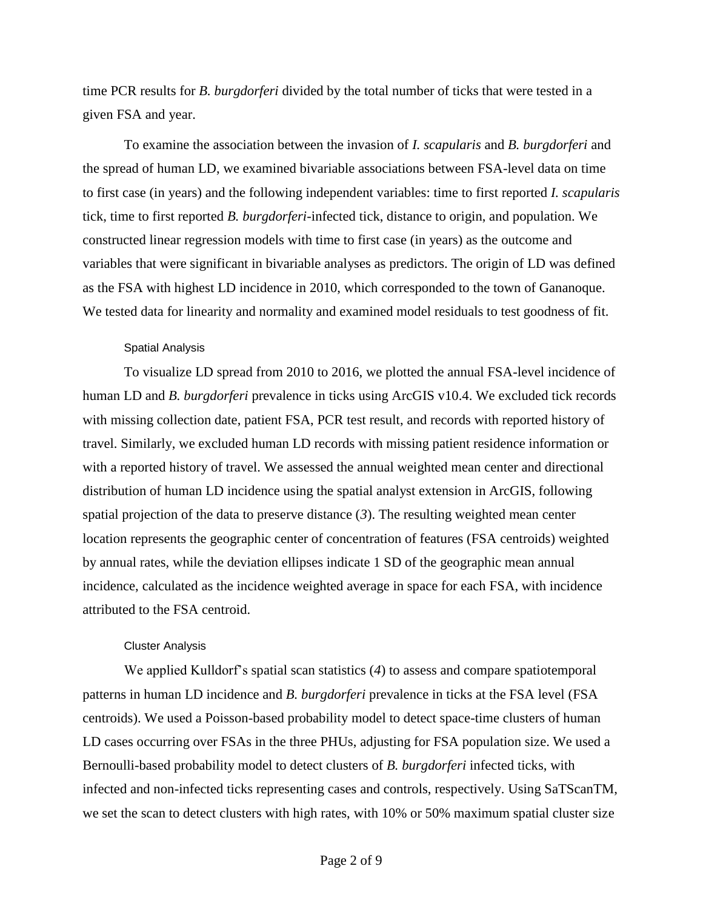time PCR results for *B. burgdorferi* divided by the total number of ticks that were tested in a given FSA and year.

To examine the association between the invasion of *I. scapularis* and *B. burgdorferi* and the spread of human LD, we examined bivariable associations between FSA-level data on time to first case (in years) and the following independent variables: time to first reported *I. scapularis* tick, time to first reported *B. burgdorferi*-infected tick, distance to origin, and population. We constructed linear regression models with time to first case (in years) as the outcome and variables that were significant in bivariable analyses as predictors. The origin of LD was defined as the FSA with highest LD incidence in 2010, which corresponded to the town of Gananoque. We tested data for linearity and normality and examined model residuals to test goodness of fit.

#### Spatial Analysis

To visualize LD spread from 2010 to 2016, we plotted the annual FSA-level incidence of human LD and *B. burgdorferi* prevalence in ticks using ArcGIS v10.4. We excluded tick records with missing collection date, patient FSA, PCR test result, and records with reported history of travel. Similarly, we excluded human LD records with missing patient residence information or with a reported history of travel. We assessed the annual weighted mean center and directional distribution of human LD incidence using the spatial analyst extension in ArcGIS, following spatial projection of the data to preserve distance (*3*). The resulting weighted mean center location represents the geographic center of concentration of features (FSA centroids) weighted by annual rates, while the deviation ellipses indicate 1 SD of the geographic mean annual incidence, calculated as the incidence weighted average in space for each FSA, with incidence attributed to the FSA centroid.

#### Cluster Analysis

We applied Kulldorf's spatial scan statistics (*4*) to assess and compare spatiotemporal patterns in human LD incidence and *B. burgdorferi* prevalence in ticks at the FSA level (FSA centroids). We used a Poisson-based probability model to detect space-time clusters of human LD cases occurring over FSAs in the three PHUs, adjusting for FSA population size. We used a Bernoulli-based probability model to detect clusters of *B. burgdorferi* infected ticks, with infected and non-infected ticks representing cases and controls, respectively. Using SaTScanTM, we set the scan to detect clusters with high rates, with 10% or 50% maximum spatial cluster size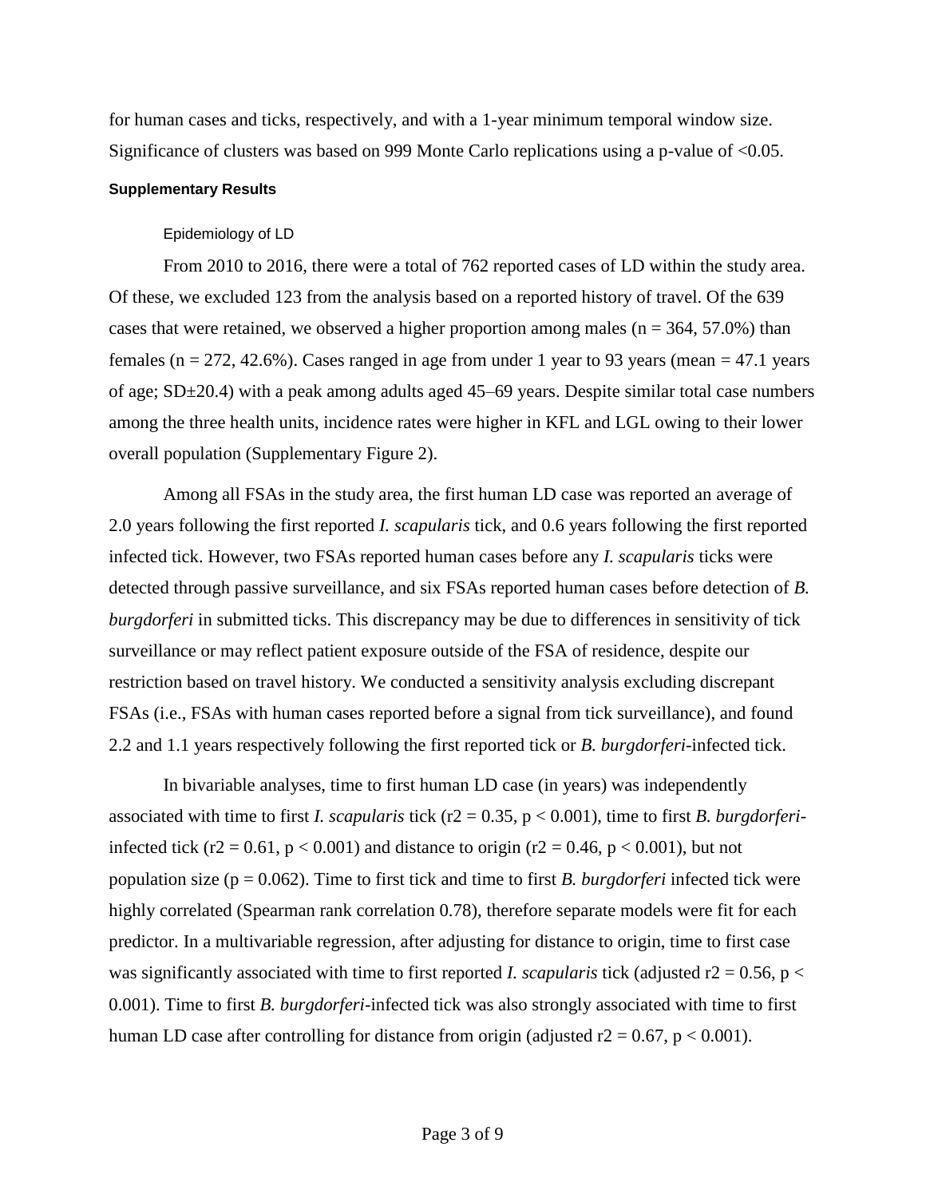for human cases and ticks, respectively, and with a 1-year minimum temporal window size. Significance of clusters was based on 999 Monte Carlo replications using a p-value of <0.05.

## Supplementary Results

### Epidemiology of LD

From 2010 to 2016, there were a total of 762 reported cases of LD within the study area. Of these, we excluded 123 from the analysis based on a reported history of travel. Of the 639 cases that were retained, we observed a higher proportion among males (n = 364, 57.0%) than females (n = 272, 42.6%). Cases ranged in age from under 1 year to 93 years (mean = 47.1 years of age; SD±20.4) with a peak among adults aged 45–69 years. Despite similar total case numbers among the three health units, incidence rates were higher in KFL and LGL owing to their lower overall population (Supplementary Figure 2).

Among all FSAs in the study area, the first human LD case was reported an average of 2.0 years following the first reported *I. scapularis* tick, and 0.6 years following the first reported infected tick. However, two FSAs reported human cases before any *I. scapularis* ticks were detected through passive surveillance, and six FSAs reported human cases before detection of *B. burgdorferi* in submitted ticks. This discrepancy may be due to differences in sensitivity of tick surveillance or may reflect patient exposure outside of the FSA of residence, despite our restriction based on travel history. We conducted a sensitivity analysis excluding discrepant FSAs (i.e., FSAs with human cases reported before a signal from tick surveillance), and found 2.2 and 1.1 years respectively following the first reported tick or *B. burgdorferi*-infected tick.

In bivariable analyses, time to first human LD case (in years) was independently associated with time to first *I. scapularis* tick ($r2 = 0.35$, $p < 0.001$), time to first *B. burgdorferi*-infected tick ($r2 = 0.61$, $p < 0.001$) and distance to origin ($r2 = 0.46$, $p < 0.001$), but not population size ($p = 0.062$). Time to first tick and time to first *B. burgdorferi* infected tick were highly correlated (Spearman rank correlation 0.78), therefore separate models were fit for each predictor. In a multivariable regression, after adjusting for distance to origin, time to first case was significantly associated with time to first reported *I. scapularis* tick (adjusted $r2 = 0.56$, $p < 0.001$). Time to first *B. burgdorferi*-infected tick was also strongly associated with time to first human LD case after controlling for distance from origin (adjusted $r2 = 0.67$, $p < 0.001$).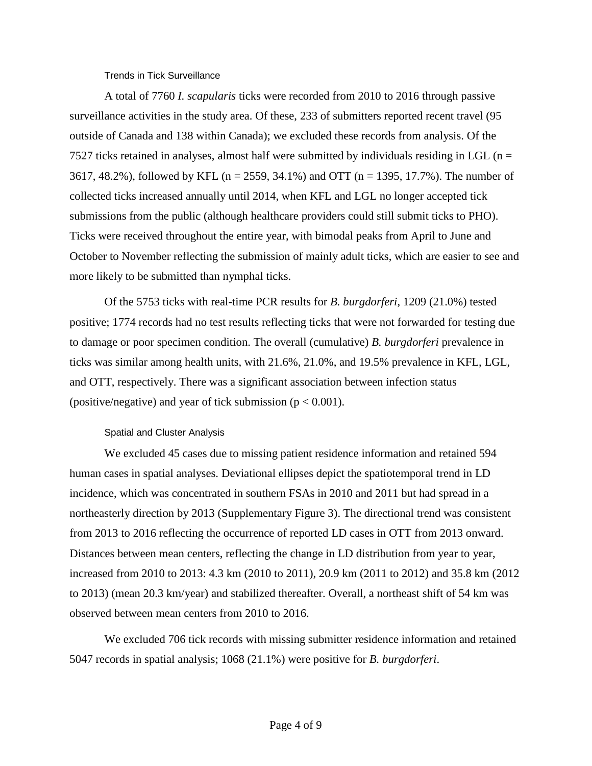### Trends in Tick Surveillance

A total of 7760 *I. scapularis* ticks were recorded from 2010 to 2016 through passive surveillance activities in the study area. Of these, 233 of submitters reported recent travel (95 outside of Canada and 138 within Canada); we excluded these records from analysis. Of the 7527 ticks retained in analyses, almost half were submitted by individuals residing in LGL (n = 3617, 48.2%), followed by KFL (n = 2559, 34.1%) and OTT (n = 1395, 17.7%). The number of collected ticks increased annually until 2014, when KFL and LGL no longer accepted tick submissions from the public (although healthcare providers could still submit ticks to PHO). Ticks were received throughout the entire year, with bimodal peaks from April to June and October to November reflecting the submission of mainly adult ticks, which are easier to see and more likely to be submitted than nymphal ticks.

Of the 5753 ticks with real-time PCR results for *B. burgdorferi*, 1209 (21.0%) tested positive; 1774 records had no test results reflecting ticks that were not forwarded for testing due to damage or poor specimen condition. The overall (cumulative) *B. burgdorferi* prevalence in ticks was similar among health units, with 21.6%, 21.0%, and 19.5% prevalence in KFL, LGL, and OTT, respectively. There was a significant association between infection status (positive/negative) and year of tick submission ($p < 0.001$).

### Spatial and Cluster Analysis

We excluded 45 cases due to missing patient residence information and retained 594 human cases in spatial analyses. Deviational ellipses depict the spatiotemporal trend in LD incidence, which was concentrated in southern FSAs in 2010 and 2011 but had spread in a northeasterly direction by 2013 (Supplementary Figure 3). The directional trend was consistent from 2013 to 2016 reflecting the occurrence of reported LD cases in OTT from 2013 onward. Distances between mean centers, reflecting the change in LD distribution from year to year, increased from 2010 to 2013: 4.3 km (2010 to 2011), 20.9 km (2011 to 2012) and 35.8 km (2012 to 2013) (mean 20.3 km/year) and stabilized thereafter. Overall, a northeast shift of 54 km was observed between mean centers from 2010 to 2016.

We excluded 706 tick records with missing submitter residence information and retained 5047 records in spatial analysis; 1068 (21.1%) were positive for *B. burgdorferi*.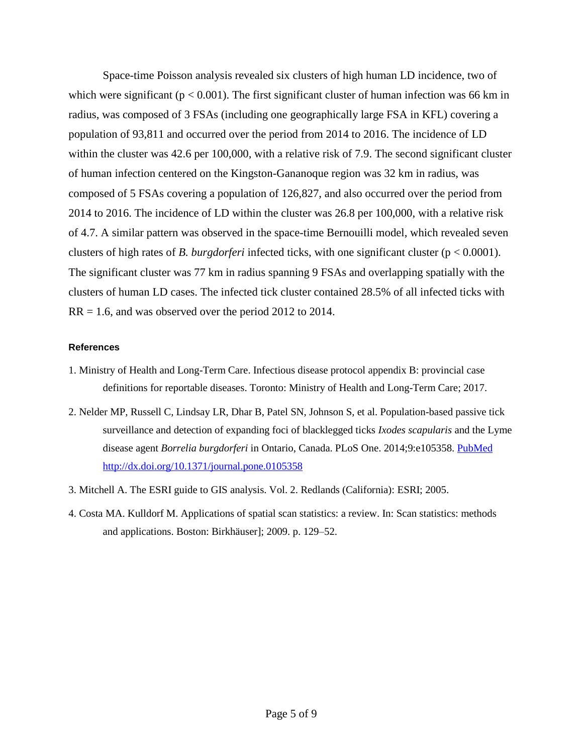Space-time Poisson analysis revealed six clusters of high human LD incidence, two of which were significant ($p < 0.001$). The first significant cluster of human infection was 66 km in radius, was composed of 3 FSAs (including one geographically large FSA in KFL) covering a population of 93,811 and occurred over the period from 2014 to 2016. The incidence of LD within the cluster was 42.6 per 100,000, with a relative risk of 7.9. The second significant cluster of human infection centered on the Kingston-Gananoque region was 32 km in radius, was composed of 5 FSAs covering a population of 126,827, and also occurred over the period from 2014 to 2016. The incidence of LD within the cluster was 26.8 per 100,000, with a relative risk of 4.7. A similar pattern was observed in the space-time Bernouilli model, which revealed seven clusters of high rates of *B. burgdorferi* infected ticks, with one significant cluster ($p < 0.0001$). The significant cluster was 77 km in radius spanning 9 FSAs and overlapping spatially with the clusters of human LD cases. The infected tick cluster contained 28.5% of all infected ticks with RR = 1.6, and was observed over the period 2012 to 2014.

**References**

1. Ministry of Health and Long-Term Care. Infectious disease protocol appendix B: provincial case definitions for reportable diseases. Toronto: Ministry of Health and Long-Term Care; 2017.

2. Nelder MP, Russell C, Lindsay LR, Dhar B, Patel SN, Johnson S, et al. Population-based passive tick surveillance and detection of expanding foci of blacklegged ticks *Ixodes scapularis* and the Lyme disease agent *Borrelia burgdorferi* in Ontario, Canada. PLoS One. 2014;9:e105358. PubMed http://dx.doi.org/10.1371/journal.pone.0105358

3. Mitchell A. The ESRI guide to GIS analysis. Vol. 2. Redlands (California): ESRI; 2005.

4. Costa MA. Kulldorf M. Applications of spatial scan statistics: a review. In: Scan statistics: methods and applications. Boston: Birkhäuser]; 2009. p. 129–52.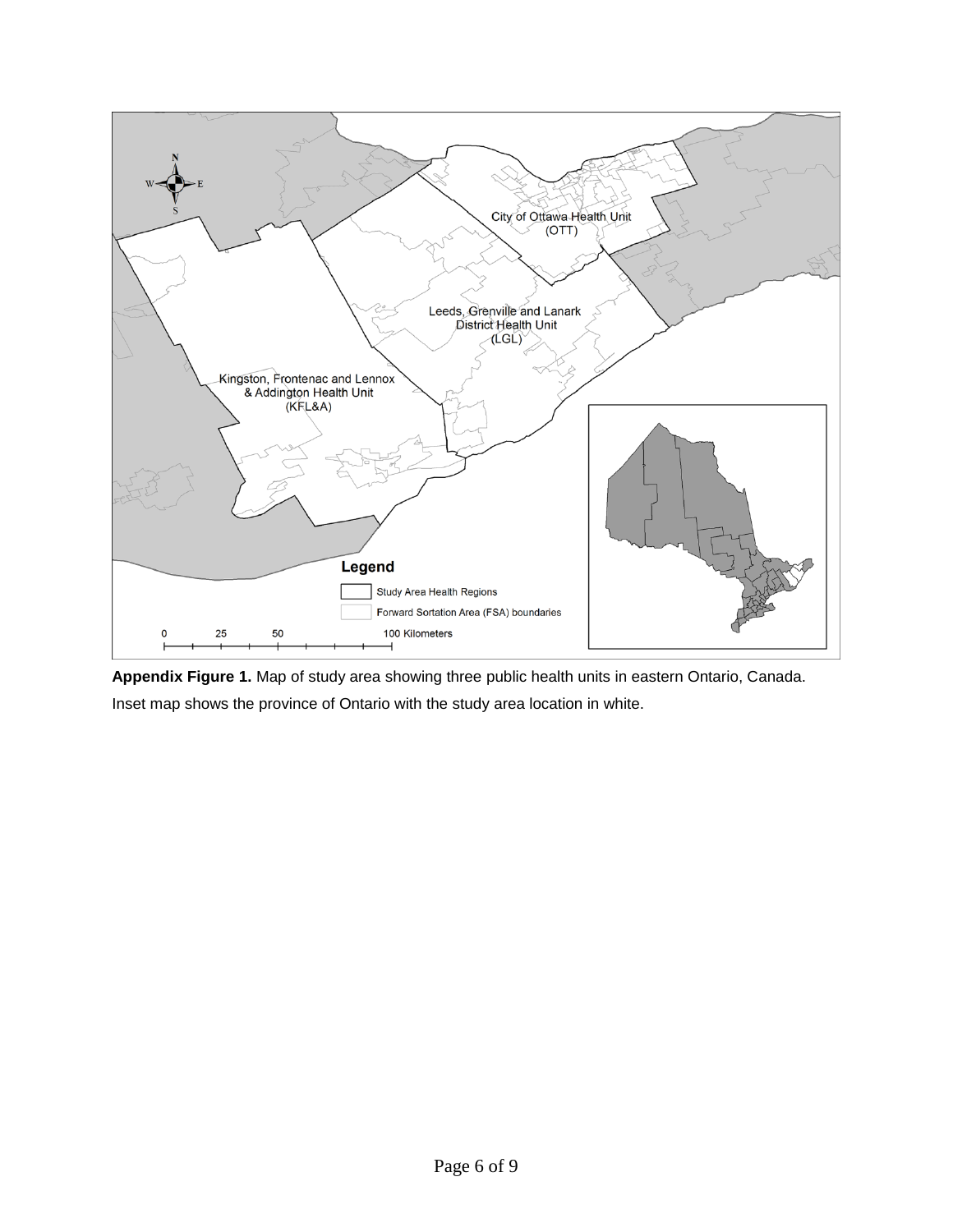**Appendix Figure 1.** Map of study area showing three public health units in eastern Ontario, Canada. Inset map shows the province of Ontario with the study area location in white.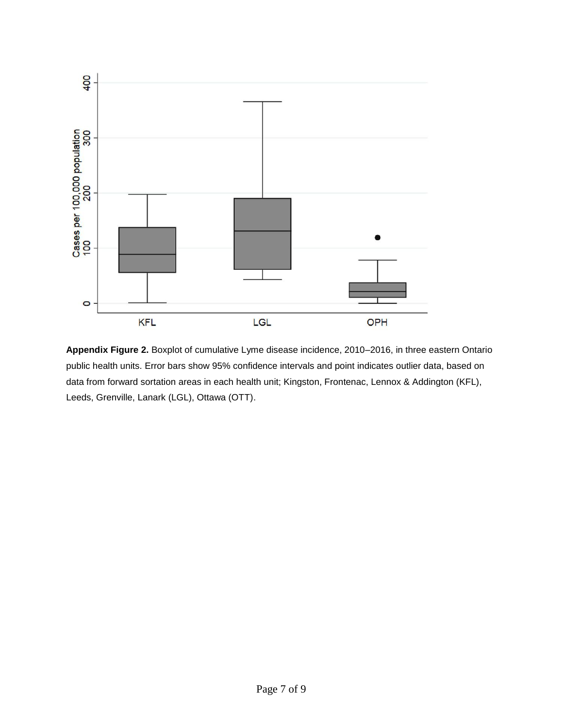**Appendix Figure 2.** Boxplot of cumulative Lyme disease incidence, 2010–2016, in three eastern Ontario public health units. Error bars show 95% confidence intervals and point indicates outlier data, based on data from forward sortation areas in each health unit; Kingston, Frontenac, Lennox & Addington (KFL), Leeds, Grenville, Lanark (LGL), Ottawa (OTT).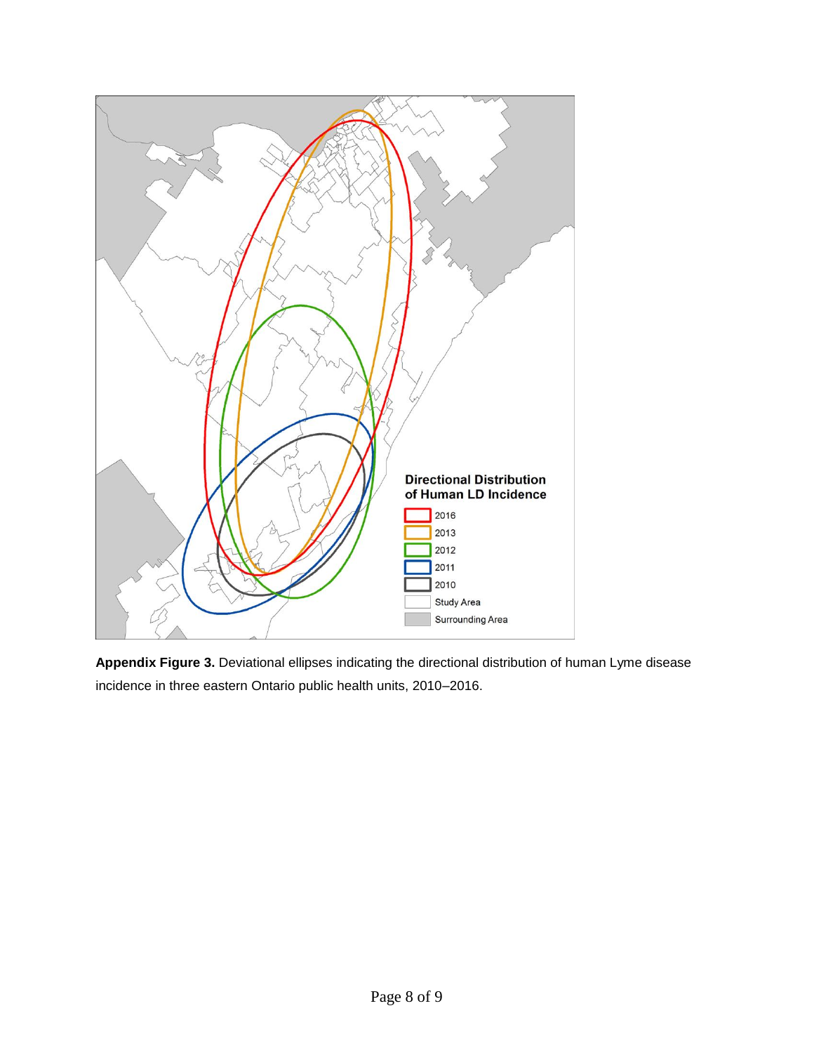**Appendix Figure 3.** Deviational ellipses indicating the directional distribution of human Lyme disease incidence in three eastern Ontario public health units, 2010–2016.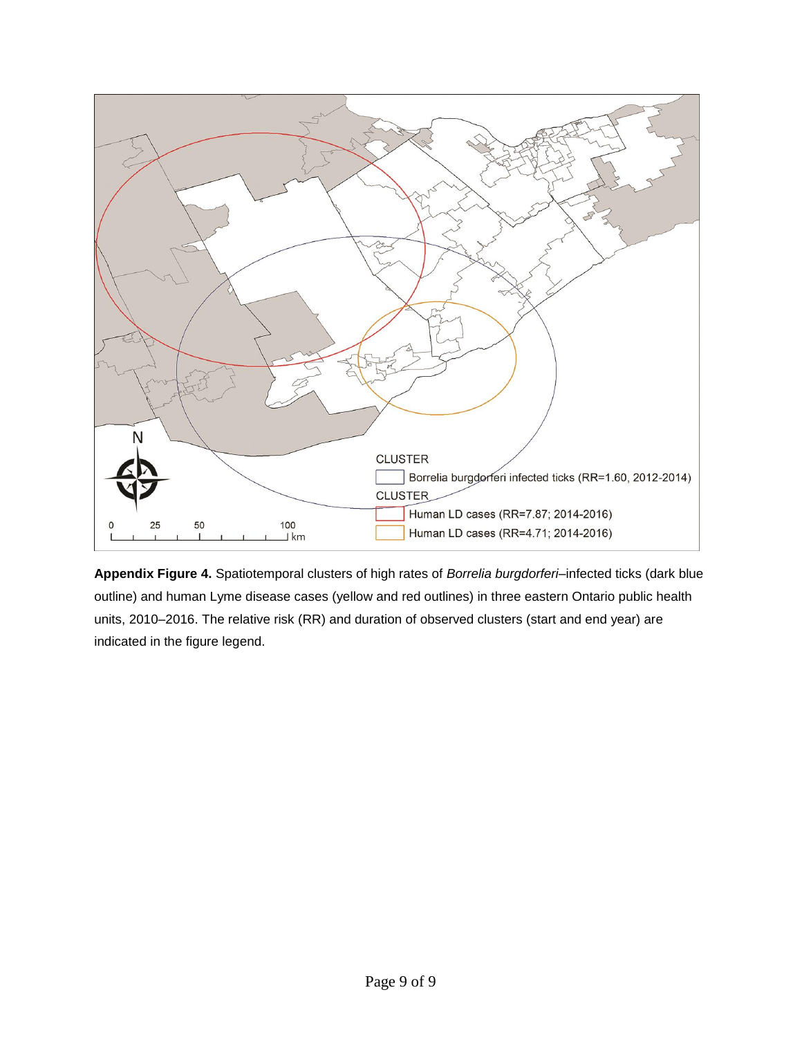N

0 25 50 100 km

CLUSTER

Borrelia burgdorferi infected ticks (RR=1.60, 2012-2014)

CLUSTER

Human LD cases (RR=7.87; 2014-2016)

Human LD cases (RR=4.71; 2014-2016)

**Appendix Figure 4.** Spatiotemporal clusters of high rates of *Borrelia burgdorferi*–infected ticks (dark blue outline) and human Lyme disease cases (yellow and red outlines) in three eastern Ontario public health units, 2010–2016. The relative risk (RR) and duration of observed clusters (start and end year) are indicated in the figure legend.